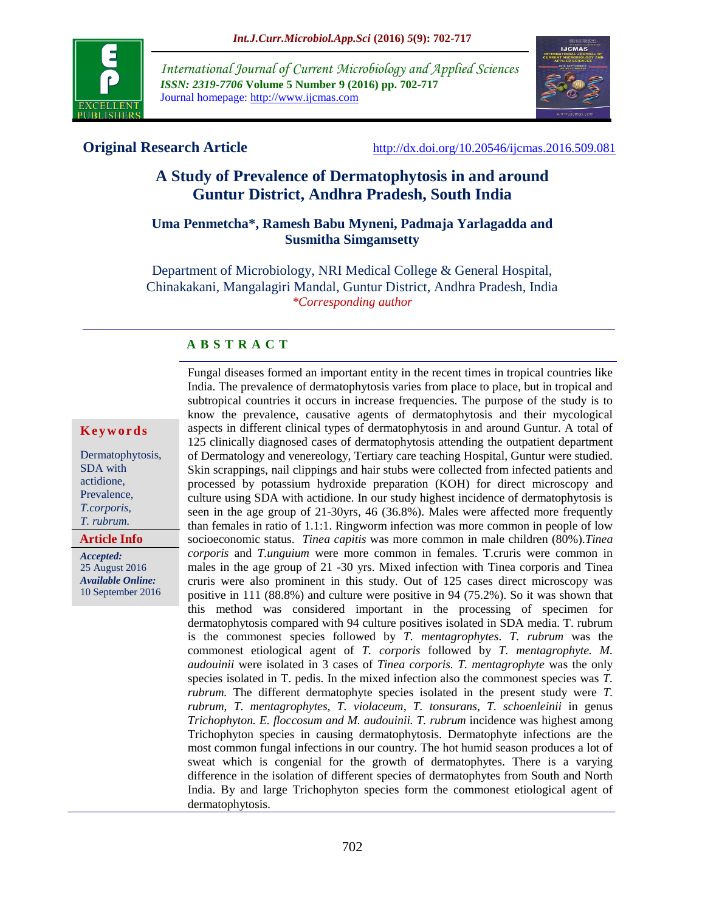**Original Research Article** http://dx.doi.org/10.20546/ijcmas.2016.509.081

# A Study of Prevalence of Dermatophytosis in and around Guntur District, Andhra Pradesh, South India

**Uma Penmetcha\*, Ramesh Babu Myneni, Padmaja Yarlagadda and Susmitha Simgamsetty**

Department of Microbiology, NRI Medical College & General Hospital, Chinakakani, Mangalagiri Mandal, Guntur District, Andhra Pradesh, India

*\*Corresponding author*

**Keywords**

Dermatophytosis, SDA with actidione, Prevalence, *T.corporis*, *T. rubrum.*

**Article Info**

***Accepted:*** 25 August 2016

***Available Online:*** 10 September 2016

## A B S T R A C T

Fungal diseases formed an important entity in the recent times in tropical countries like India. The prevalence of dermatophytosis varies from place to place, but in tropical and subtropical countries it occurs in increase frequencies. The purpose of the study is to know the prevalence, causative agents of dermatophytosis and their mycological aspects in different clinical types of dermatophytosis in and around Guntur. A total of 125 clinically diagnosed cases of dermatophytosis attending the outpatient department of Dermatology and venereology, Tertiary care teaching Hospital, Guntur were studied. Skin scrappings, nail clippings and hair stubs were collected from infected patients and processed by potassium hydroxide preparation (KOH) for direct microscopy and culture using SDA with actidione. In our study highest incidence of dermatophytosis is seen in the age group of 21-30yrs, 46 (36.8%). Males were affected more frequently than females in ratio of 1.1:1. Ringworm infection was more common in people of low socioeconomic status. *Tinea capitis* was more common in male children (80%).*Tinea corporis* and *T.unguium* were more common in females. T.cruris were common in males in the age group of 21 -30 yrs. Mixed infection with Tinea corporis and Tinea cruris were also prominent in this study. Out of 125 cases direct microscopy was positive in 111 (88.8%) and culture were positive in 94 (75.2%). So it was shown that this method was considered important in the processing of specimen for dermatophytosis compared with 94 culture positives isolated in SDA media. T. rubrum is the commonest species followed by *T. mentagrophytes*. *T. rubrum* was the commonest etiological agent of *T. corporis* followed by *T. mentagrophyte. M. audouinii* were isolated in 3 cases of *Tinea corporis. T. mentagrophyte* was the only species isolated in T. pedis. In the mixed infection also the commonest species was *T. rubrum.* The different dermatophyte species isolated in the present study were *T. rubrum, T. mentagrophytes, T. violaceum, T. tonsurans, T. schoenleinii* in genus *Trichophyton. E. floccosum and M. audouinii. T. rubrum* incidence was highest among Trichophyton species in causing dermatophytosis. Dermatophyte infections are the most common fungal infections in our country. The hot humid season produces a lot of sweat which is congenial for the growth of dermatophytes. There is a varying difference in the isolation of different species of dermatophytes from South and North India. By and large Trichophyton species form the commonest etiological agent of dermatophytosis.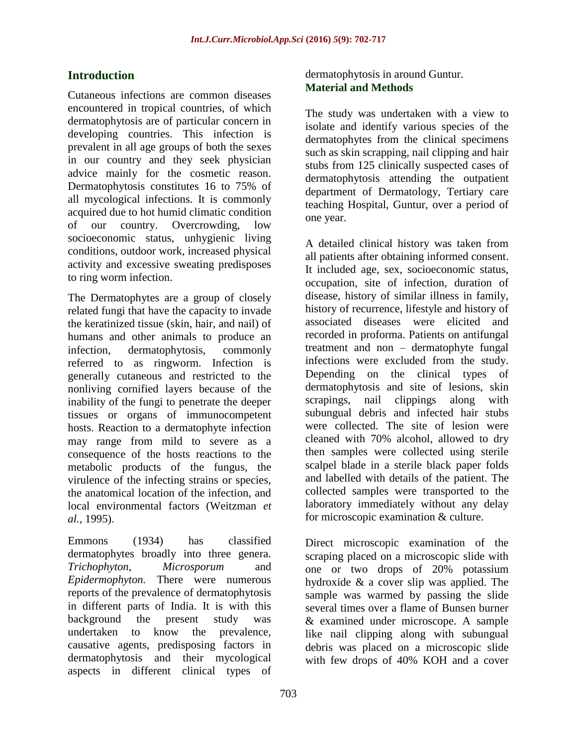## Introduction

Cutaneous infections are common diseases encountered in tropical countries, of which dermatophytosis are of particular concern in developing countries. This infection is prevalent in all age groups of both the sexes in our country and they seek physician advice mainly for the cosmetic reason. Dermatophytosis constitutes 16 to 75% of all mycological infections. It is commonly acquired due to hot humid climatic condition of our country. Overcrowding, low socioeconomic status, unhygienic living conditions, outdoor work, increased physical activity and excessive sweating predisposes to ring worm infection.

The Dermatophytes are a group of closely related fungi that have the capacity to invade the keratinized tissue (skin, hair, and nail) of humans and other animals to produce an infection, dermatophytosis, commonly referred to as ringworm. Infection is generally cutaneous and restricted to the nonliving cornified layers because of the inability of the fungi to penetrate the deeper tissues or organs of immunocompetent hosts. Reaction to a dermatophyte infection may range from mild to severe as a consequence of the hosts reactions to the metabolic products of the fungus, the virulence of the infecting strains or species, the anatomical location of the infection, and local environmental factors (Weitzman *et al.,* 1995).

Emmons (1934) has classified dermatophytes broadly into three genera. *Trichophyton*, *Microsporum* and *Epidermophyton.* There were numerous reports of the prevalence of dermatophytosis in different parts of India. It is with this background the present study was undertaken to know the prevalence, causative agents, predisposing factors in dermatophytosis and their mycological aspects in different clinical types of dermatophytosis in around Guntur.

## Material and Methods

The study was undertaken with a view to isolate and identify various species of the dermatophytes from the clinical specimens such as skin scrapping, nail clipping and hair stubs from 125 clinically suspected cases of dermatophytosis attending the outpatient department of Dermatology, Tertiary care teaching Hospital, Guntur, over a period of one year.

A detailed clinical history was taken from all patients after obtaining informed consent. It included age, sex, socioeconomic status, occupation, site of infection, duration of disease, history of similar illness in family, history of recurrence, lifestyle and history of associated diseases were elicited and recorded in proforma. Patients on antifungal treatment and non – dermatophyte fungal infections were excluded from the study. Depending on the clinical types of dermatophytosis and site of lesions, skin scrapings, nail clippings along with subungual debris and infected hair stubs were collected. The site of lesion were cleaned with 70% alcohol, allowed to dry then samples were collected using sterile scalpel blade in a sterile black paper folds and labelled with details of the patient. The collected samples were transported to the laboratory immediately without any delay for microscopic examination & culture.

Direct microscopic examination of the scraping placed on a microscopic slide with one or two drops of 20% potassium hydroxide & a cover slip was applied. The sample was warmed by passing the slide several times over a flame of Bunsen burner & examined under microscope. A sample like nail clipping along with subungual debris was placed on a microscopic slide with few drops of 40% KOH and a cover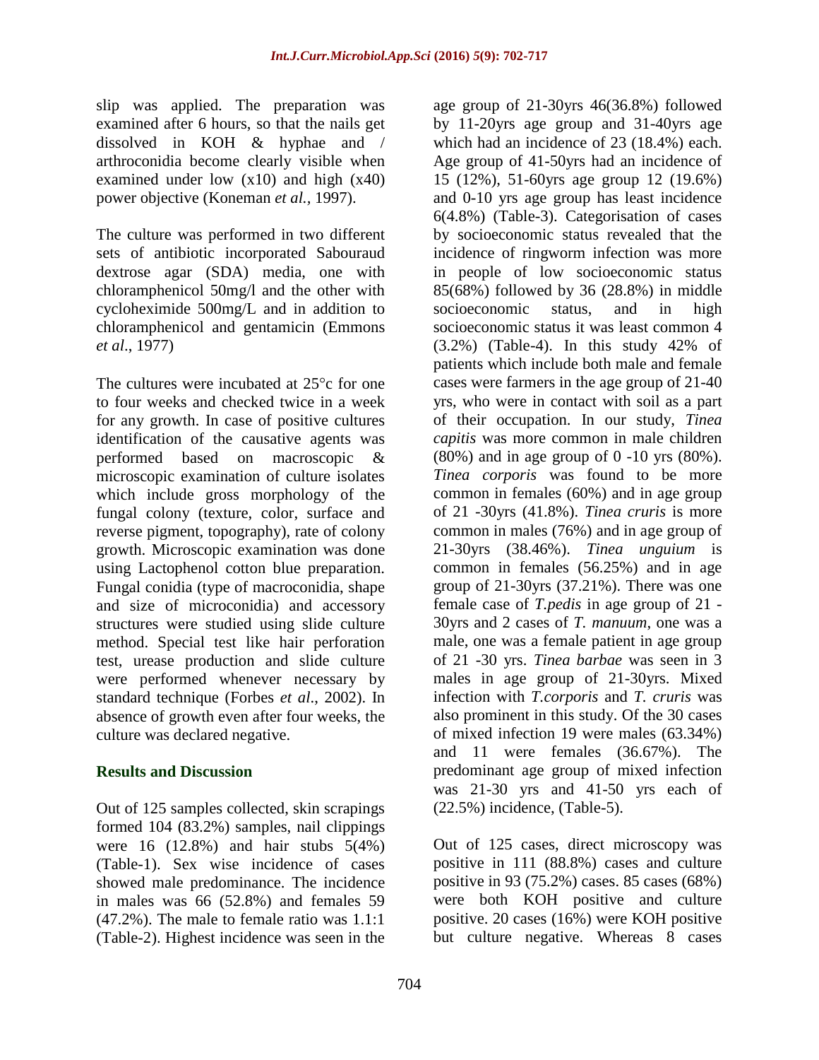slip was applied. The preparation was examined after 6 hours, so that the nails get dissolved in KOH & hyphae and / arthroconidia become clearly visible when examined under low (x10) and high (x40) power objective (Koneman *et al.*, 1997).

The culture was performed in two different sets of antibiotic incorporated Sabouraud dextrose agar (SDA) media, one with chloramphenicol 50mg/l and the other with cycloheximide 500mg/L and in addition to chloramphenicol and gentamicin (Emmons *et al*., 1977)

The cultures were incubated at 25°c for one to four weeks and checked twice in a week for any growth. In case of positive cultures identification of the causative agents was performed based on macroscopic & microscopic examination of culture isolates which include gross morphology of the fungal colony (texture, color, surface and reverse pigment, topography), rate of colony growth. Microscopic examination was done using Lactophenol cotton blue preparation. Fungal conidia (type of macroconidia, shape and size of microconidia) and accessory structures were studied using slide culture method. Special test like hair perforation test, urease production and slide culture were performed whenever necessary by standard technique (Forbes *et al*., 2002). In absence of growth even after four weeks, the culture was declared negative.

## Results and Discussion

Out of 125 samples collected, skin scrapings formed 104 (83.2%) samples, nail clippings were 16 (12.8%) and hair stubs 5(4%) (Table-1). Sex wise incidence of cases showed male predominance. The incidence in males was 66 (52.8%) and females 59 (47.2%). The male to female ratio was 1.1:1 (Table-2). Highest incidence was seen in the age group of 21-30yrs 46(36.8%) followed by 11-20yrs age group and 31-40yrs age which had an incidence of 23 (18.4%) each. Age group of 41-50yrs had an incidence of 15 (12%), 51-60yrs age group 12 (19.6%) and 0-10 yrs age group has least incidence 6(4.8%) (Table-3). Categorisation of cases by socioeconomic status revealed that the incidence of ringworm infection was more in people of low socioeconomic status 85(68%) followed by 36 (28.8%) in middle socioeconomic status, and in high socioeconomic status it was least common 4 (3.2%) (Table-4). In this study 42% of patients which include both male and female cases were farmers in the age group of 21-40 yrs, who were in contact with soil as a part of their occupation. In our study, *Tinea capitis* was more common in male children (80%) and in age group of 0 -10 yrs (80%). *Tinea corporis* was found to be more common in females (60%) and in age group of 21 -30yrs (41.8%). *Tinea cruris* is more common in males (76%) and in age group of 21-30yrs (38.46%). *Tinea unguium* is common in females (56.25%) and in age group of 21-30yrs (37.21%). There was one female case of *T.pedis* in age group of 21 - 30yrs and 2 cases of *T. manuum*, one was a male, one was a female patient in age group of 21 -30 yrs. *Tinea barbae* was seen in 3 males in age group of 21-30yrs. Mixed infection with *T.corporis* and *T. cruris* was also prominent in this study. Of the 30 cases of mixed infection 19 were males (63.34%) and 11 were females (36.67%). The predominant age group of mixed infection was 21-30 yrs and 41-50 yrs each of (22.5%) incidence, (Table-5).

Out of 125 cases, direct microscopy was positive in 111 (88.8%) cases and culture positive in 93 (75.2%) cases. 85 cases (68%) were both KOH positive and culture positive. 20 cases (16%) were KOH positive but culture negative. Whereas 8 cases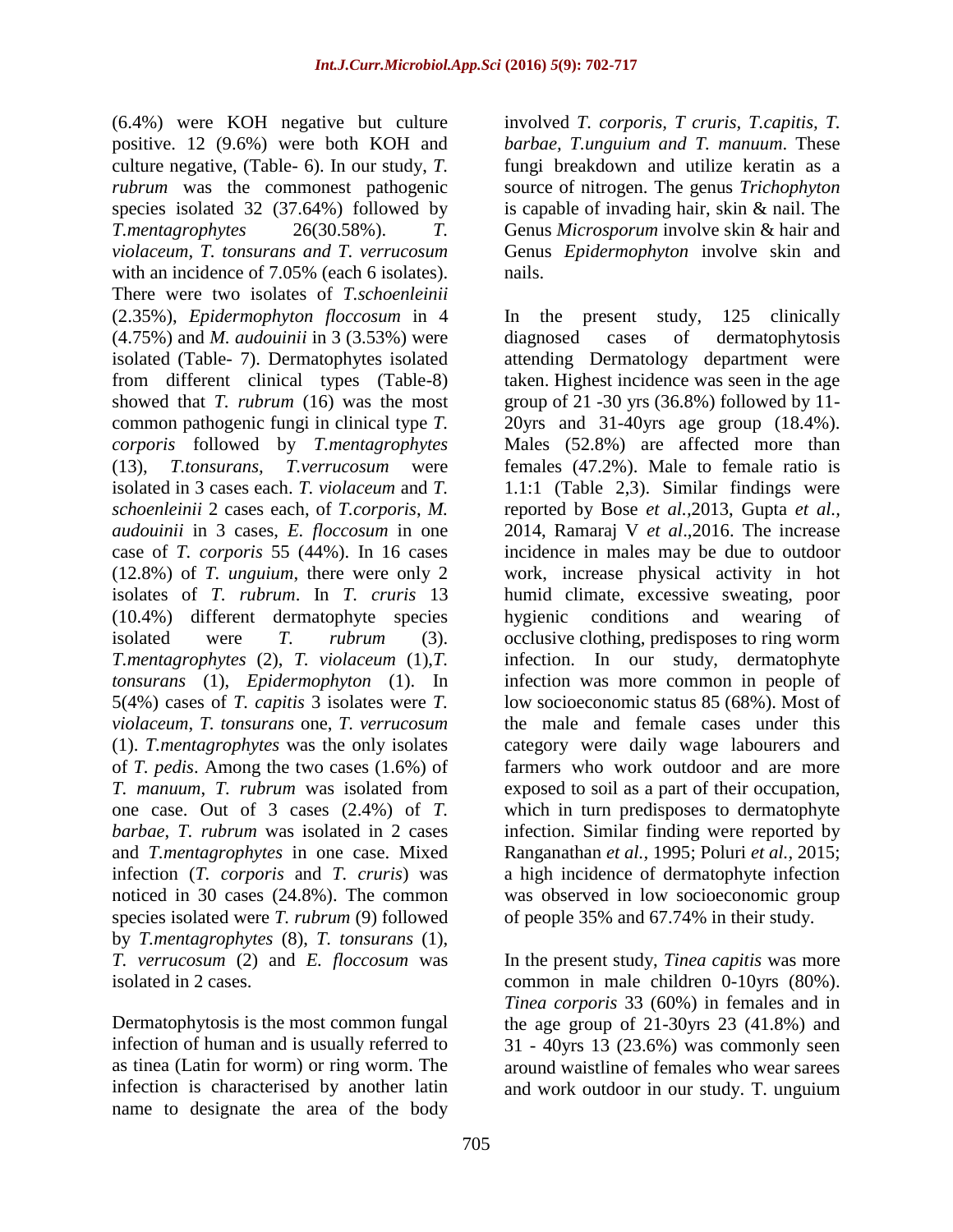(6.4%) were KOH negative but culture positive. 12 (9.6%) were both KOH and culture negative, (Table- 6). In our study, *T. rubrum* was the commonest pathogenic species isolated 32 (37.64%) followed by *T.mentagrophytes* 26(30.58%). *T. violaceum, T. tonsurans and T. verrucosum* with an incidence of 7.05% (each 6 isolates). There were two isolates of *T.schoenleinii* (2.35%), *Epidermophyton floccosum* in 4 (4.75%) and *M. audouinii* in 3 (3.53%) were isolated (Table- 7). Dermatophytes isolated from different clinical types (Table-8) showed that *T. rubrum* (16) was the most common pathogenic fungi in clinical type *T. corporis* followed by *T.mentagrophytes* (13), *T.tonsurans, T.verrucosum* were isolated in 3 cases each. *T. violaceum* and *T. schoenleinii* 2 cases each, of *T.corporis*, *M. audouinii* in 3 cases, *E. floccosum* in one case of *T. corporis* 55 (44%). In 16 cases (12.8%) of *T. unguium*, there were only 2 isolates of *T. rubrum*. In *T. cruris* 13 (10.4%) different dermatophyte species isolated were *T. rubrum* (3). *T.mentagrophytes* (2), *T. violaceum* (1),*T. tonsurans* (1), *Epidermophyton* (1). In 5(4%) cases of *T. capitis* 3 isolates were *T. violaceum*, *T. tonsurans* one, *T. verrucosum* (1). *T.mentagrophytes* was the only isolates of *T. pedis*. Among the two cases (1.6%) of *T. manuum*, *T. rubrum* was isolated from one case. Out of 3 cases (2.4%) of *T. barbae*, *T. rubrum* was isolated in 2 cases and *T.mentagrophytes* in one case. Mixed infection (*T. corporis* and *T. cruris*) was noticed in 30 cases (24.8%). The common species isolated were *T. rubrum* (9) followed by *T.mentagrophytes* (8), *T. tonsurans* (1), *T. verrucosum* (2) and *E. floccosum* was isolated in 2 cases.

Dermatophytosis is the most common fungal infection of human and is usually referred to as tinea (Latin for worm) or ring worm. The infection is characterised by another latin name to designate the area of the body involved *T. corporis*, *T cruris*, *T.capitis*, *T. barbae, T.unguium and T. manuum*. These fungi breakdown and utilize keratin as a source of nitrogen. The genus *Trichophyton* is capable of invading hair, skin & nail. The Genus *Microsporum* involve skin & hair and Genus *Epidermophyton* involve skin and nails.

In the present study, 125 clinically diagnosed cases of dermatophytosis attending Dermatology department were taken. Highest incidence was seen in the age group of 21 -30 yrs (36.8%) followed by 11-20yrs and 31-40yrs age group (18.4%). Males (52.8%) are affected more than females (47.2%). Male to female ratio is 1.1:1 (Table 2,3). Similar findings were reported by Bose *et al.*,2013, Gupta *et al.*, 2014, Ramaraj V *et al*.,2016. The increase incidence in males may be due to outdoor work, increase physical activity in hot humid climate, excessive sweating, poor hygienic conditions and wearing of occlusive clothing, predisposes to ring worm infection. In our study, dermatophyte infection was more common in people of low socioeconomic status 85 (68%). Most of the male and female cases under this category were daily wage labourers and farmers who work outdoor and are more exposed to soil as a part of their occupation, which in turn predisposes to dermatophyte infection. Similar finding were reported by Ranganathan *et al.*, 1995; Poluri *et al.*, 2015; a high incidence of dermatophyte infection was observed in low socioeconomic group of people 35% and 67.74% in their study.

In the present study, *Tinea capitis* was more common in male children 0-10yrs (80%). *Tinea corporis* 33 (60%) in females and in the age group of 21-30yrs 23 (41.8%) and 31 - 40yrs 13 (23.6%) was commonly seen around waistline of females who wear sarees and work outdoor in our study. T. unguium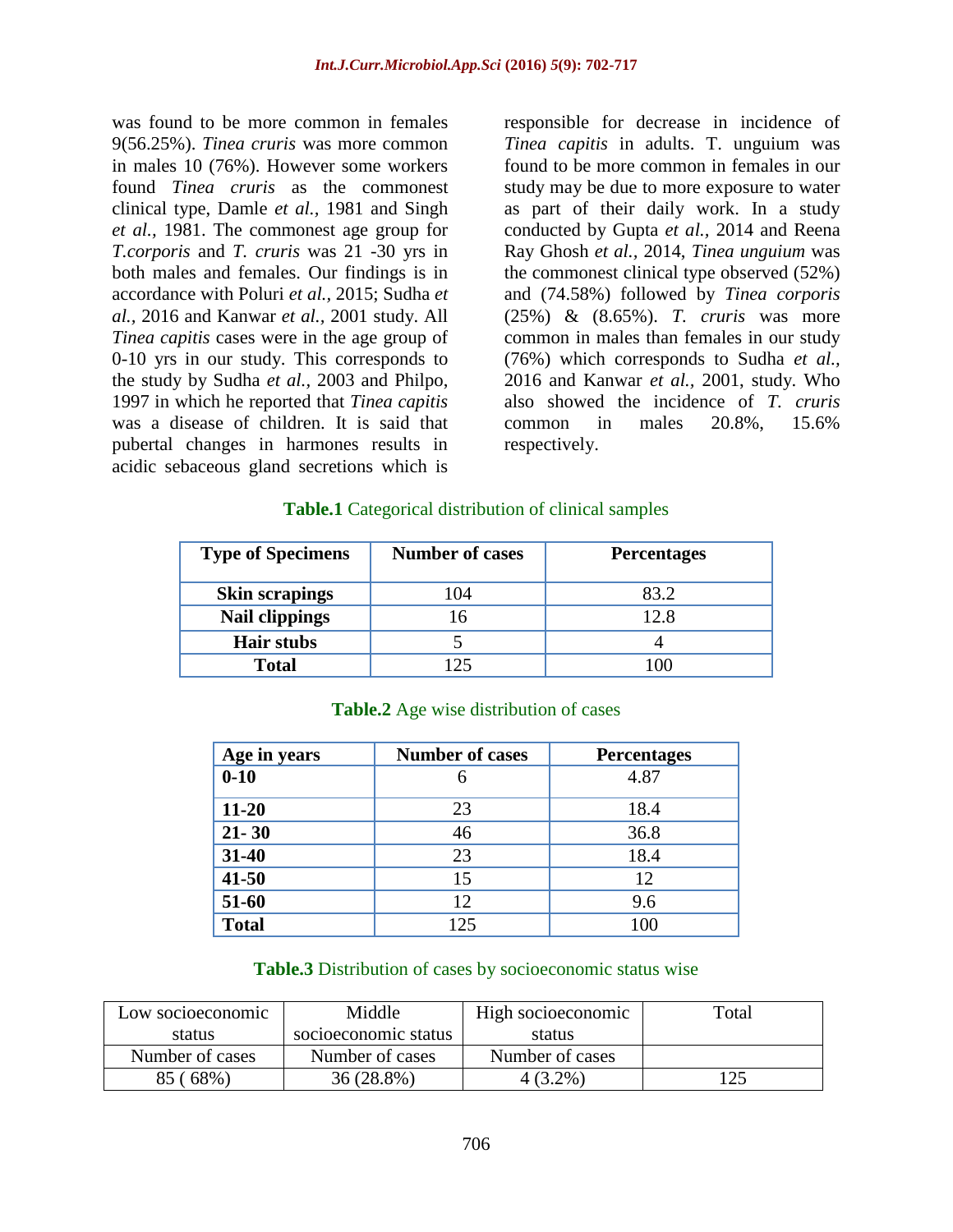was found to be more common in females 9(56.25%). *Tinea cruris* was more common in males 10 (76%). However some workers found *Tinea cruris* as the commonest clinical type, Damle *et al.,* 1981 and Singh *et al.,* 1981. The commonest age group for *T.corporis* and *T. cruris* was 21 -30 yrs in both males and females. Our findings is in accordance with Poluri *et al.,* 2015; Sudha *et al.,* 2016 and Kanwar *et al.,* 2001 study. All *Tinea capitis* cases were in the age group of 0-10 yrs in our study. This corresponds to the study by Sudha *et al.,* 2003 and Philpo, 1997 in which he reported that *Tinea capitis* was a disease of children. It is said that pubertal changes in harmones results in acidic sebaceous gland secretions which is responsible for decrease in incidence of *Tinea capitis* in adults. T. unguium was found to be more common in females in our study may be due to more exposure to water as part of their daily work. In a study conducted by Gupta *et al.,* 2014 and Reena Ray Ghosh *et al.,* 2014, *Tinea unguium* was the commonest clinical type observed (52%) and (74.58%) followed by *Tinea corporis* (25%) & (8.65%). *T. cruris* was more common in males than females in our study (76%) which corresponds to Sudha *et al.,* 2016 and Kanwar *et al.,* 2001, study. Who also showed the incidence of *T. cruris* common in males 20.8%, 15.6% respectively.

**Table.1** Categorical distribution of clinical samples

| Type of Specimens | Number of cases | Percentages |
|---|---|---|
| **Skin scrapings** | 104 | 83.2 |
| **Nail clippings** | 16 | 12.8 |
| **Hair stubs** | 5 | 4 |
| **Total** | 125 | 100 |

**Table.2** Age wise distribution of cases

| Age in years | Number of cases | Percentages |
|---|---|---|
| **0-10** | 6 | 4.87 |
| **11-20** | 23 | 18.4 |
| **21- 30** | 46 | 36.8 |
| **31-40** | 23 | 18.4 |
| **41-50** | 15 | 12 |
| **51-60** | 12 | 9.6 |
| **Total** | 125 | 100 |

**Table.3** Distribution of cases by socioeconomic status wise

| Low socioeconomic status | Middle socioeconomic status | High socioeconomic status | Total |
|---|---|---|---|
| Number of cases | Number of cases | Number of cases | |
| 85 ( 68%) | 36 (28.8%) | 4 (3.2%) | 125 |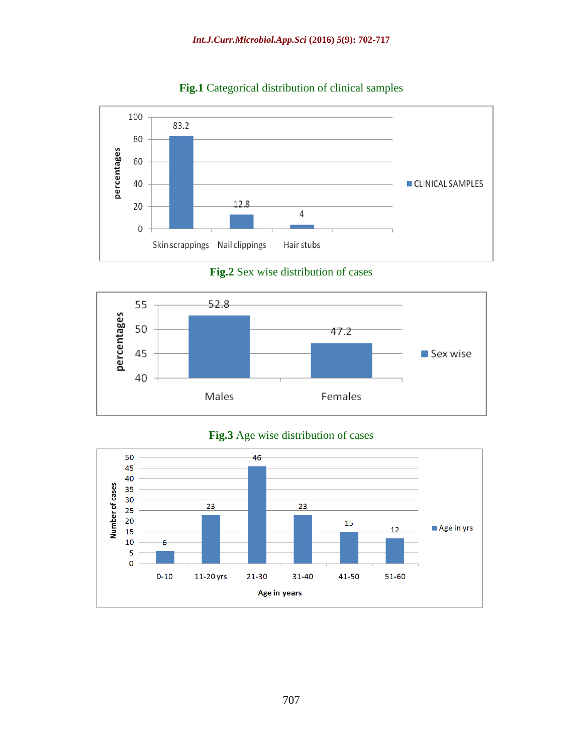**Fig.1** Categorical distribution of clinical samples

| Clinical samples | Percentages |
|---|---|
| Skin scrappings | 83.2 |
| Nail clippings | 12.8 |
| Hair stubs | 4 |

**Fig.2** Sex wise distribution of cases

| Sex wise | Percentages |
|---|---|
| Males | 52.8 |
| Females | 47.2 |

**Fig.3** Age wise distribution of cases

| Age in years | Number of cases |
|---|---|
| 0-10 | 6 |
| 11-20 yrs | 23 |
| 21-30 | 46 |
| 31-40 | 23 |
| 41-50 | 15 |
| 51-60 | 12 |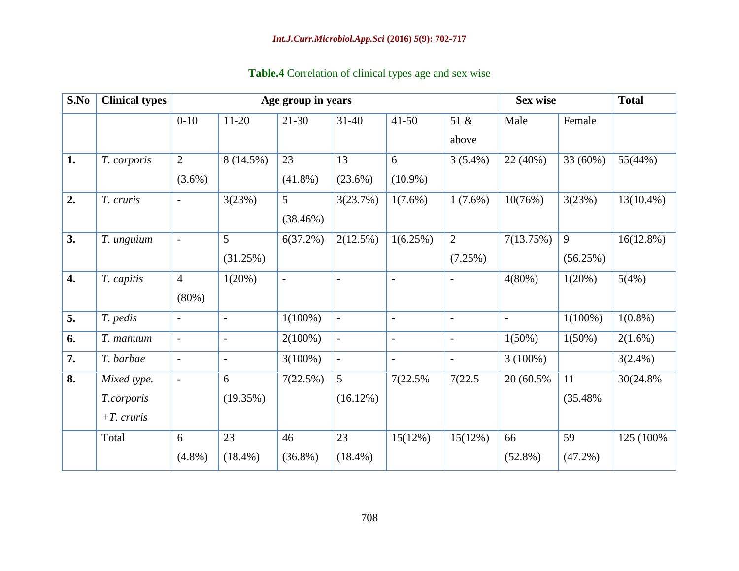**Table.4** Correlation of clinical types age and sex wise

| S.No | Clinical types | Age group in years | | | | | | Sex wise | | Total |
|---|---|---|---|---|---|---|---|---|---|---|
| | | 0-10 | 11-20 | 21-30 | 31-40 | 41-50 | 51 & above | Male | Female | |
| **1.** | *T. corporis* | 2 (3.6%) | 8 (14.5%) | 23 (41.8%) | 13 (23.6%) | 6 (10.9%) | 3 (5.4%) | 22 (40%) | 33 (60%) | 55(44%) |
| **2.** | *T. cruris* | - | 3(23%) | 5 (38.46%) | 3(23.7%) | 1(7.6%) | 1 (7.6%) | 10(76%) | 3(23%) | 13(10.4%) |
| **3.** | *T. unguium* | - | 5 (31.25%) | 6(37.2%) | 2(12.5%) | 1(6.25%) | 2 (7.25%) | 7(13.75%) | 9 (56.25%) | 16(12.8%) |
| **4.** | *T. capitis* | 4 (80%) | 1(20%) | - | - | - | - | 4(80%) | 1(20%) | 5(4%) |
| **5.** | *T. pedis* | - | - | 1(100%) | - | - | - | - | 1(100%) | 1(0.8%) |
| **6.** | *T. manuum* | - | - | 2(100%) | - | - | - | 1(50%) | 1(50%) | 2(1.6%) |
| **7.** | *T. barbae* | - | - | 3(100%) | - | - | - | 3 (100%) | | 3(2.4%) |
| **8.** | *Mixed type. T.corporis +T. cruris* | - | 6 (19.35%) | 7(22.5%) | 5 (16.12%) | 7(22.5% | 7(22.5 | 20 (60.5% | 11 (35.48% | 30(24.8% |
| | Total | 6 (4.8%) | 23 (18.4%) | 46 (36.8%) | 23 (18.4%) | 15(12%) | 15(12%) | 66 (52.8%) | 59 (47.2%) | 125 (100% |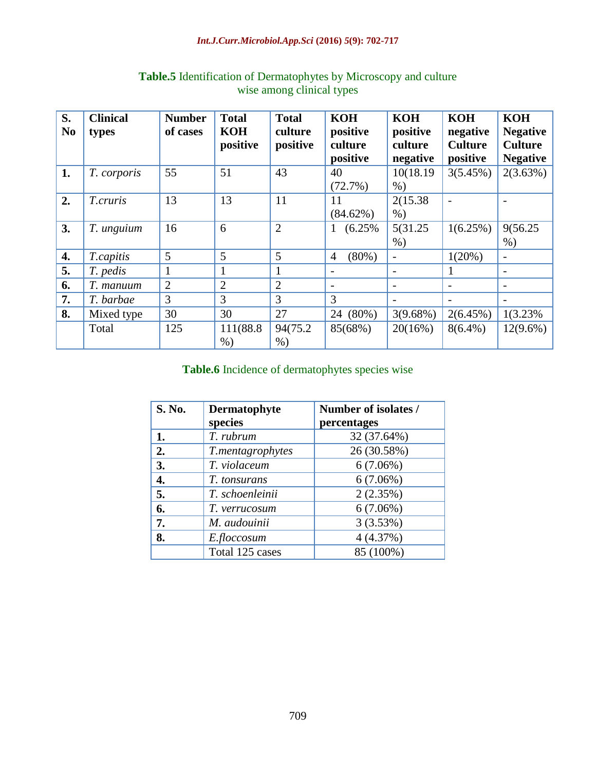**Table.5** Identification of Dermatophytes by Microscopy and culture wise among clinical types

| S. No | Clinical types | Number of cases | Total KOH positive | Total culture positive | KOH positive culture positive | KOH positive culture negative | KOH negative Culture positive | KOH Negative Culture Negative |
|---|---|---|---|---|---|---|---|---|
| **1.** | *T. corporis* | 55 | 51 | 43 | 40 (72.7%) | 10(18.19 %) | 3(5.45%) | 2(3.63%) |
| **2.** | *T.cruris* | 13 | 13 | 11 | 11 (84.62%) | 2(15.38 %) | - | - |
| **3.** | *T. unguium* | 16 | 6 | 2 | 1 (6.25% | 5(31.25 %) | 1(6.25%) | 9(56.25 %) |
| **4.** | *T.capitis* | 5 | 5 | 5 | 4 (80%) | - | 1(20%) | - |
| **5.** | *T. pedis* | 1 | 1 | 1 | - | - | 1 | - |
| **6.** | *T. manuum* | 2 | 2 | 2 | - | - | - | - |
| **7.** | *T. barbae* | 3 | 3 | 3 | 3 | - | - | - |
| **8.** | Mixed type | 30 | 30 | 27 | 24 (80%) | 3(9.68%) | 2(6.45%) | 1(3.23% |
| | Total | 125 | 111(88.8 %) | 94(75.2 %) | 85(68%) | 20(16%) | 8(6.4%) | 12(9.6%) |

**Table.6** Incidence of dermatophytes species wise

| S. No. | Dermatophyte species | Number of isolates / percentages |
|---|---|---|
| **1.** | *T. rubrum* | 32 (37.64%) |
| **2.** | *T.mentagrophytes* | 26 (30.58%) |
| **3.** | *T. violaceum* | 6 (7.06%) |
| **4.** | *T. tonsurans* | 6 (7.06%) |
| **5.** | *T. schoenleinii* | 2 (2.35%) |
| **6.** | *T. verrucosum* | 6 (7.06%) |
| **7.** | *M. audouinii* | 3 (3.53%) |
| **8.** | *E.floccosum* | 4 (4.37%) |
| | Total 125 cases | 85 (100%) |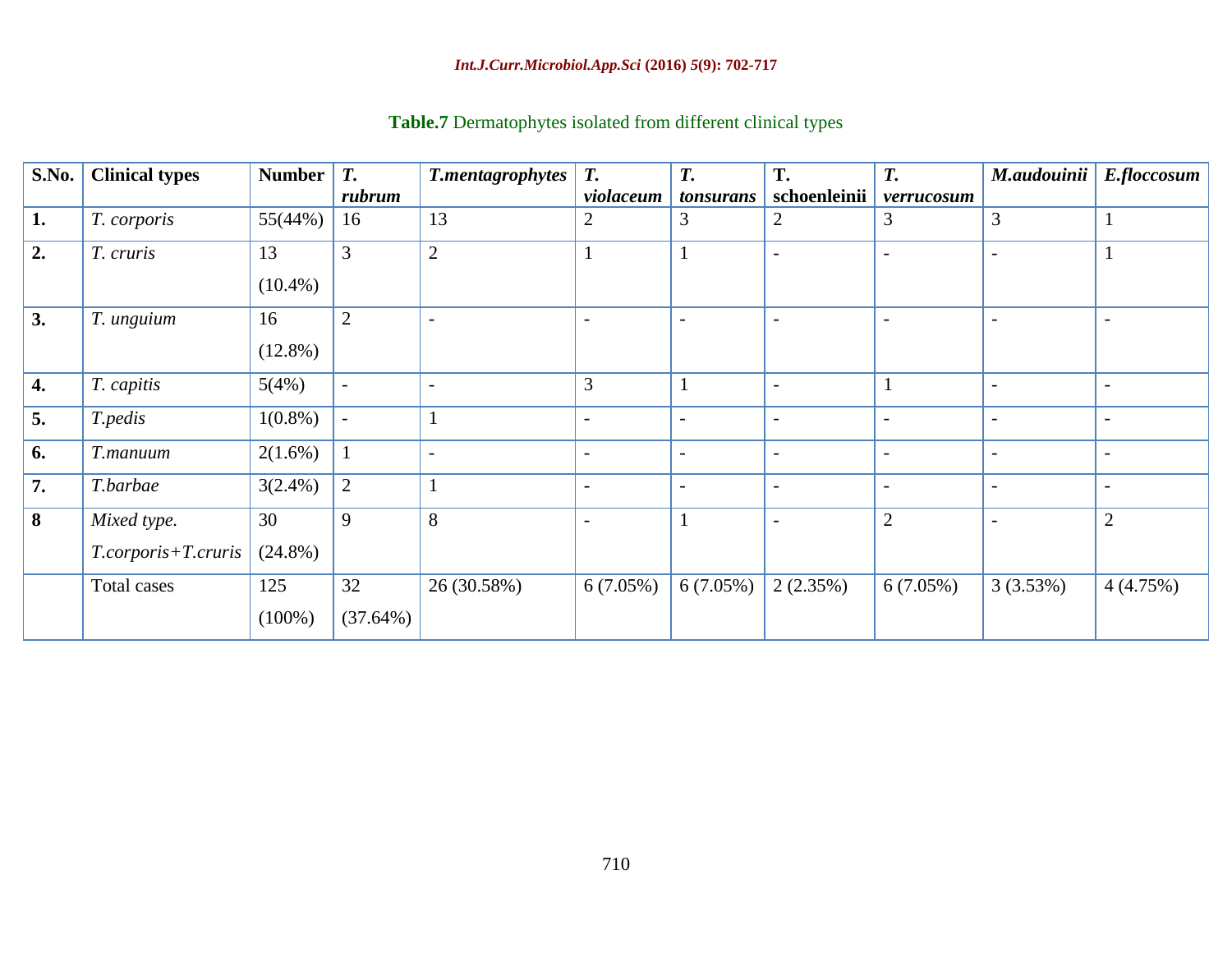**Table.7** Dermatophytes isolated from different clinical types

| S.No. | Clinical types | Number | *T. rubrum* | *T.mentagrophytes* | *T. violaceum* | *T. tonsurans* | T. schoenleinii | *T. verrucosum* | *M.audouinii* | *E.floccosum* |
|---|---|---|---|---|---|---|---|---|---|---|
| **1.** | *T. corporis* | 55(44%) | 16 | 13 | 2 | 3 | 2 | 3 | 3 | 1 |
| **2.** | *T. cruris* | 13 (10.4%) | 3 | 2 | 1 | 1 | - | - | - | 1 |
| **3.** | *T. unguium* | 16 (12.8%) | 2 | - | - | - | - | - | - | - |
| **4.** | *T. capitis* | 5(4%) | - | - | 3 | 1 | - | 1 | - | - |
| **5.** | *T.pedis* | 1(0.8%) | - | 1 | - | - | - | - | - | - |
| **6.** | *T.manuum* | 2(1.6%) | 1 | - | - | - | - | - | - | - |
| **7.** | *T.barbae* | 3(2.4%) | 2 | 1 | - | - | - | - | - | - |
| **8** | *Mixed type. T.corporis+T.cruris* | 30 (24.8%) | 9 | 8 | - | 1 | - | 2 | - | 2 |
| | Total cases | 125 (100%) | 32 (37.64%) | 26 (30.58%) | 6 (7.05%) | 6 (7.05%) | 2 (2.35%) | 6 (7.05%) | 3 (3.53%) | 4 (4.75%) |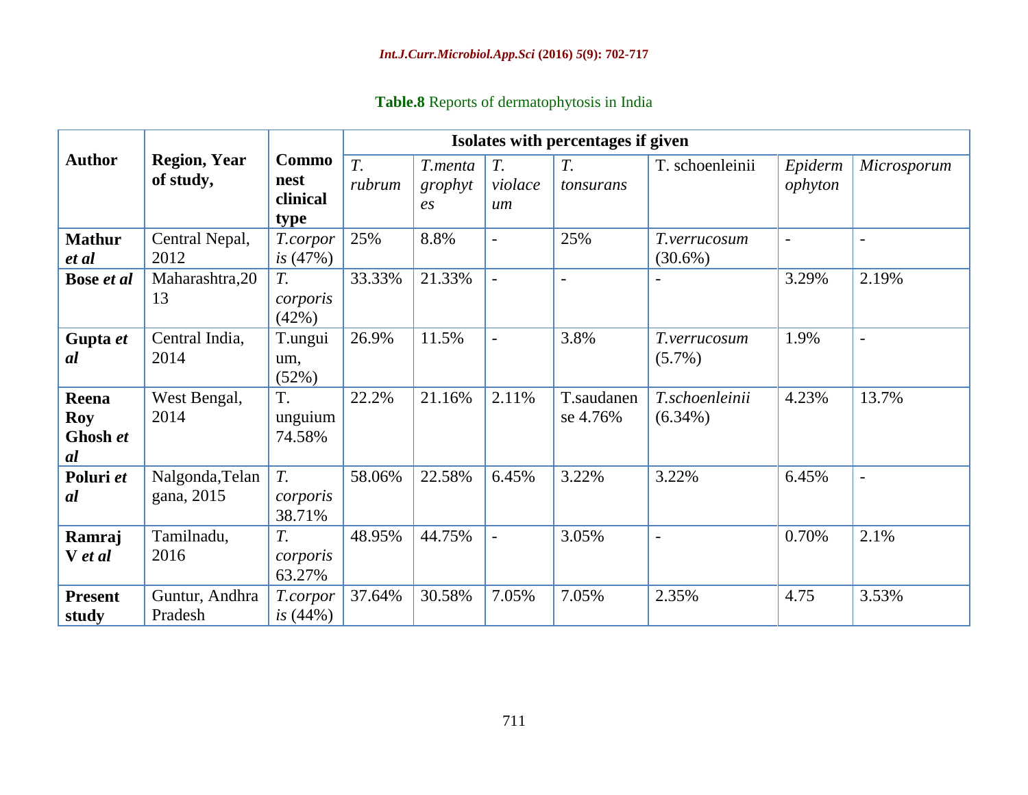**Table.8** Reports of dermatophytosis in India

| Author | Region, Year of study, | Commonest clinical type | Isolates with percentages if given | | | | | | |
|---|---|---|---|---|---|---|---|---|---|
| | | | *T. rubrum* | *T.mentagrophytes* | *T. violaceum* | *T. tonsurans* | T. schoenleinii | *Epidermophyton* | *Microsporum* |
| **Mathur *et al*** | Central Nepal, 2012 | *T.corporis* (47%) | 25% | 8.8% | - | 25% | *T.verrucosum* (30.6%) | - | - |
| **Bose *et al*** | Maharashtra,2013 | *T. corporis* (42%) | 33.33% | 21.33% | - | - | - | 3.29% | 2.19% |
| **Gupta *et al*** | Central India, 2014 | T.unguium, (52%) | 26.9% | 11.5% | - | 3.8% | *T.verrucosum* (5.7%) | 1.9% | - |
| **Reena Roy Ghosh *et al*** | West Bengal, 2014 | T. unguium 74.58% | 22.2% | 21.16% | 2.11% | T.saudanense 4.76% | *T.schoenleinii* (6.34%) | 4.23% | 13.7% |
| **Poluri *et al*** | Nalgonda,Telangana, 2015 | *T. corporis* 38.71% | 58.06% | 22.58% | 6.45% | 3.22% | 3.22% | 6.45% | - |
| **Ramraj V *et al*** | Tamilnadu, 2016 | *T. corporis* 63.27% | 48.95% | 44.75% | - | 3.05% | - | 0.70% | 2.1% |
| **Present study** | Guntur, Andhra Pradesh | *T.corporis* (44%) | 37.64% | 30.58% | 7.05% | 7.05% | 2.35% | 4.75 | 3.53% |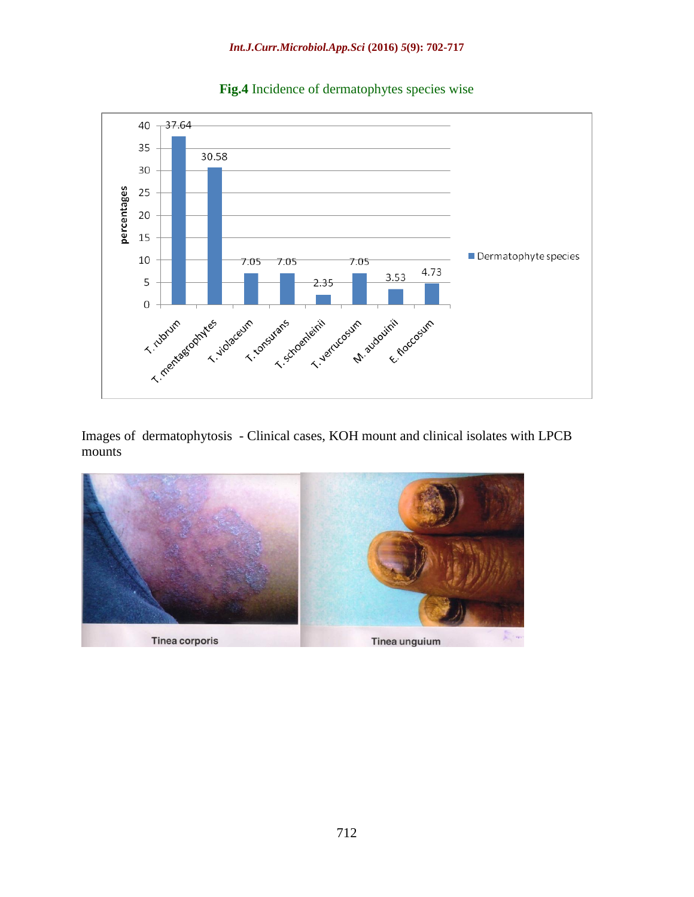**Fig.4** Incidence of dermatophytes species wise

| Dermatophyte species | percentages |
|---|---|
| T. rubrum | 37.64 |
| T. mentagrophytes | 30.58 |
| T. violaceum | 7.05 |
| T. tonsurans | 7.05 |
| T. schoenleinii | 2.35 |
| T. verrucosum | 7.05 |
| M. audouinii | 3.53 |
| E. floccosum | 4.73 |

Images of dermatophytosis - Clinical cases, KOH mount and clinical isolates with LPCB mounts

Tinea corporis

Tinea unguium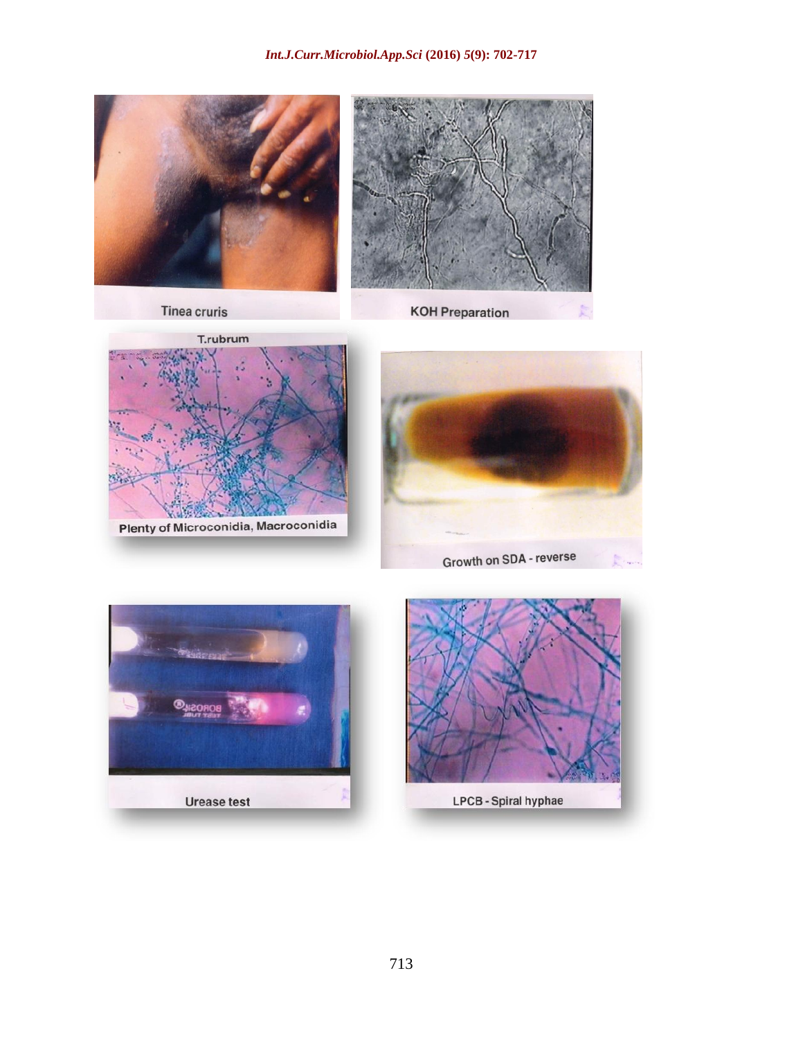Tinea cruris

KOH Preparation

T.rubrum

Plenty of Microconidia, Macroconidia

Growth on SDA - reverse

Urease test

LPCB - Spiral hyphae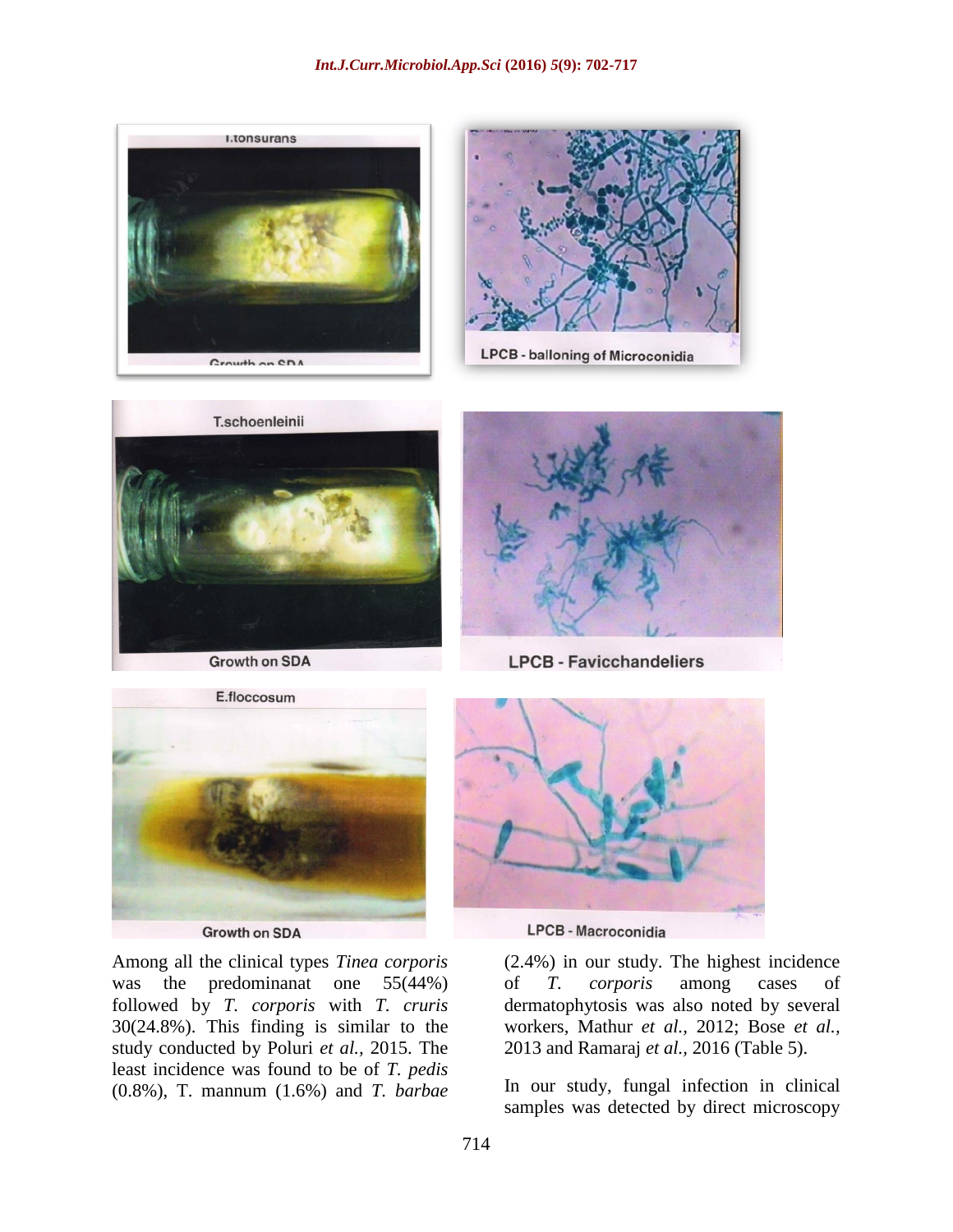T.tonsurans

Growth on SDA

LPCB - balloning of Microconidia

T.schoenleinii

Growth on SDA

LPCB - Favicchandeliers

E.floccosum

Growth on SDA

LPCB - Macroconidia

Among all the clinical types *Tinea corporis* was the predominanat one 55(44%) followed by *T. corporis* with *T. cruris* 30(24.8%). This finding is similar to the study conducted by Poluri *et al.,* 2015. The least incidence was found to be of *T. pedis* (0.8%), T. mannum (1.6%) and *T. barbae* (2.4%) in our study. The highest incidence of *T. corporis* among cases of dermatophytosis was also noted by several workers, Mathur *et al.,* 2012; Bose *et al.,* 2013 and Ramaraj *et al.,* 2016 (Table 5).

In our study, fungal infection in clinical samples was detected by direct microscopy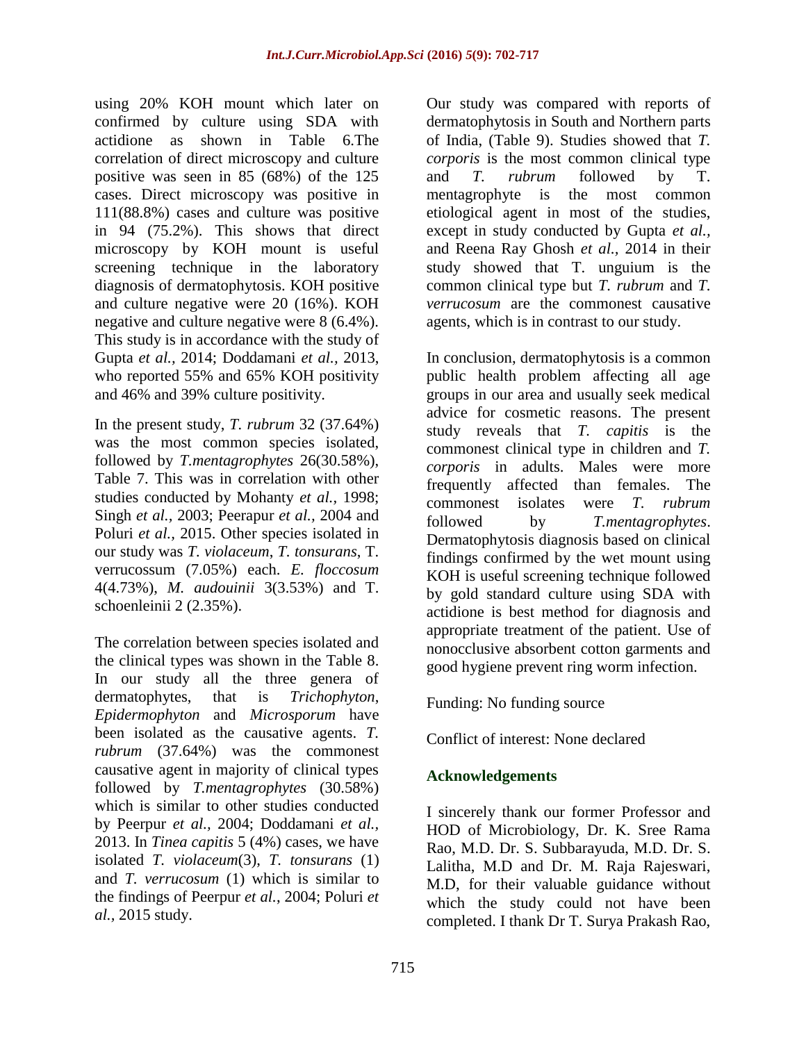using 20% KOH mount which later on confirmed by culture using SDA with actidione as shown in Table 6.The correlation of direct microscopy and culture positive was seen in 85 (68%) of the 125 cases. Direct microscopy was positive in 111(88.8%) cases and culture was positive in 94 (75.2%). This shows that direct microscopy by KOH mount is useful screening technique in the laboratory diagnosis of dermatophytosis. KOH positive and culture negative were 20 (16%). KOH negative and culture negative were 8 (6.4%). This study is in accordance with the study of Gupta *et al.,* 2014; Doddamani *et al.,* 2013, who reported 55% and 65% KOH positivity and 46% and 39% culture positivity.

In the present study, *T. rubrum* 32 (37.64%) was the most common species isolated, followed by *T.mentagrophytes* 26(30.58%), Table 7. This was in correlation with other studies conducted by Mohanty *et al.,* 1998; Singh *et al.,* 2003; Peerapur *et al.,* 2004 and Poluri *et al.,* 2015. Other species isolated in our study was *T. violaceum*, *T. tonsurans*, T. verrucossum (7.05%) each. *E. floccosum* 4(4.73%), *M. audouinii* 3(3.53%) and T. schoenleinii 2 (2.35%).

The correlation between species isolated and the clinical types was shown in the Table 8. In our study all the three genera of dermatophytes, that is *Trichophyton*, *Epidermophyton* and *Microsporum* have been isolated as the causative agents. *T. rubrum* (37.64%) was the commonest causative agent in majority of clinical types followed by *T.mentagrophytes* (30.58%) which is similar to other studies conducted by Peerpur *et al.,* 2004; Doddamani *et al.,* 2013. In *Tinea capitis* 5 (4%) cases, we have isolated *T. violaceum*(3), *T. tonsurans* (1) and *T. verrucosum* (1) which is similar to the findings of Peerpur *et al.*, 2004; Poluri *et al.,* 2015 study.

Our study was compared with reports of dermatophytosis in South and Northern parts of India, (Table 9). Studies showed that *T. corporis* is the most common clinical type and *T. rubrum* followed by T. mentagrophyte is the most common etiological agent in most of the studies, except in study conducted by Gupta *et al.,* and Reena Ray Ghosh *et al.,* 2014 in their study showed that T. unguium is the common clinical type but *T. rubrum* and *T. verrucosum* are the commonest causative agents, which is in contrast to our study.

In conclusion, dermatophytosis is a common public health problem affecting all age groups in our area and usually seek medical advice for cosmetic reasons. The present study reveals that *T. capitis* is the commonest clinical type in children and *T. corporis* in adults. Males were more frequently affected than females. The commonest isolates were *T. rubrum* followed by *T.mentagrophytes*. Dermatophytosis diagnosis based on clinical findings confirmed by the wet mount using KOH is useful screening technique followed by gold standard culture using SDA with actidione is best method for diagnosis and appropriate treatment of the patient. Use of nonocclusive absorbent cotton garments and good hygiene prevent ring worm infection.

Funding: No funding source

Conflict of interest: None declared

## Acknowledgements

I sincerely thank our former Professor and HOD of Microbiology, Dr. K. Sree Rama Rao, M.D. Dr. S. Subbarayuda, M.D. Dr. S. Lalitha, M.D and Dr. M. Raja Rajeswari, M.D, for their valuable guidance without which the study could not have been completed. I thank Dr T. Surya Prakash Rao,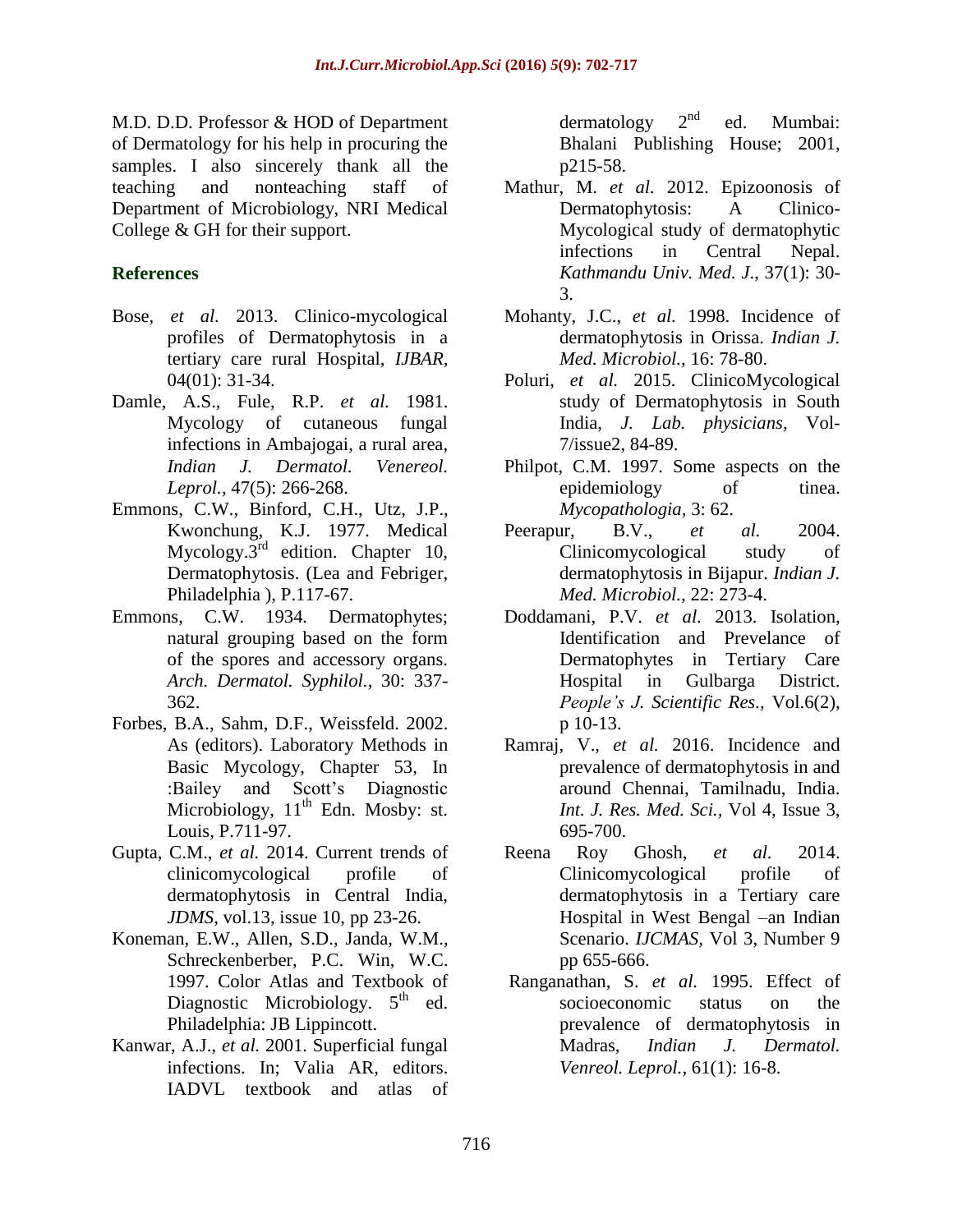M.D. D.D. Professor & HOD of Department of Dermatology for his help in procuring the samples. I also sincerely thank all the teaching and nonteaching staff of Department of Microbiology, NRI Medical College & GH for their support.

## References

- Bose, *et al.* 2013. Clinico-mycological profiles of Dermatophytosis in a tertiary care rural Hospital, *IJBAR,* 04(01): 31-34.
- Damle, A.S., Fule, R.P. *et al.* 1981. Mycology of cutaneous fungal infections in Ambajogai, a rural area, *Indian J. Dermatol. Venereol. Leprol.,* 47(5): 266-268.
- Emmons, C.W., Binford, C.H., Utz, J.P., Kwonchung, K.J. 1977. Medical Mycology.3rd edition. Chapter 10, Dermatophytosis. (Lea and Febriger, Philadelphia ), P.117-67.
- Emmons, C.W. 1934. Dermatophytes; natural grouping based on the form of the spores and accessory organs. *Arch. Dermatol. Syphilol.,* 30: 337-362.
- Forbes, B.A., Sahm, D.F., Weissfeld. 2002. As (editors). Laboratory Methods in Basic Mycology, Chapter 53, In :Bailey and Scott's Diagnostic Microbiology, 11th Edn. Mosby: st. Louis, P.711-97.
- Gupta, C.M., *et al.* 2014. Current trends of clinicomycological profile of dermatophytosis in Central India, *JDMS,* vol.13, issue 10, pp 23-26.
- Koneman, E.W., Allen, S.D., Janda, W.M., Schreckenberber, P.C. Win, W.C. 1997. Color Atlas and Textbook of Diagnostic Microbiology. 5th ed. Philadelphia: JB Lippincott.
- Kanwar, A.J., *et al.* 2001. Superficial fungal infections. In; Valia AR, editors. IADVL textbook and atlas of dermatology 2nd ed. Mumbai: Bhalani Publishing House; 2001, p215-58.
- Mathur, M. *et al.* 2012. Epizoonosis of Dermatophytosis: A Clinico-Mycological study of dermatophytic infections in Central Nepal. *Kathmandu Univ. Med. J.,* 37(1): 30-3.
- Mohanty, J.C., *et al.* 1998. Incidence of dermatophytosis in Orissa. *Indian J. Med. Microbiol.,* 16: 78-80.
- Poluri, *et al.* 2015. ClinicoMycological study of Dermatophytosis in South India, *J. Lab. physicians,* Vol-7/issue2, 84-89.
- Philpot, C.M. 1997. Some aspects on the epidemiology of tinea. *Mycopathologia,* 3: 62.
- Peerapur, B.V., *et al.* 2004. Clinicomycological study of dermatophytosis in Bijapur. *Indian J. Med. Microbiol.,* 22: 273-4.
- Doddamani, P.V. *et al.* 2013. Isolation, Identification and Prevelance of Dermatophytes in Tertiary Care Hospital in Gulbarga District. *People's J. Scientific Res.,* Vol.6(2), p 10-13.
- Ramraj, V., *et al.* 2016. Incidence and prevalence of dermatophytosis in and around Chennai, Tamilnadu, India. *Int. J. Res. Med. Sci.,* Vol 4, Issue 3, 695-700.
- Reena Roy Ghosh, *et al.* 2014. Clinicomycological profile of dermatophytosis in a Tertiary care Hospital in West Bengal –an Indian Scenario. *IJCMAS,* Vol 3, Number 9 pp 655-666.
- Ranganathan, S. *et al.* 1995. Effect of socioeconomic status on the prevalence of dermatophytosis in Madras, *Indian J. Dermatol. Venreol. Leprol.,* 61(1): 16-8.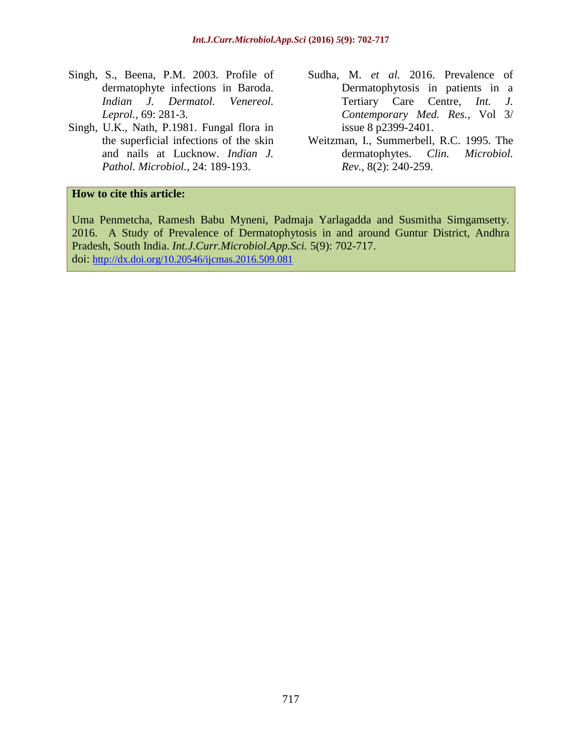Singh, S., Beena, P.M. 2003. Profile of dermatophyte infections in Baroda. *Indian J. Dermatol. Venereol. Leprol.,* 69: 281-3.

Singh, U.K., Nath, P.1981. Fungal flora in the superficial infections of the skin and nails at Lucknow. *Indian J. Pathol. Microbiol.,* 24: 189-193.

Sudha, M. *et al.* 2016. Prevalence of Dermatophytosis in patients in a Tertiary Care Centre, *Int. J. Contemporary Med. Res.,* Vol 3/ issue 8 p2399-2401.

Weitzman, I., Summerbell, R.C. 1995. The dermatophytes. *Clin. Microbiol. Rev.,* 8(2): 240-259.

**How to cite this article:**

Uma Penmetcha, Ramesh Babu Myneni, Padmaja Yarlagadda and Susmitha Simgamsetty. 2016. A Study of Prevalence of Dermatophytosis in and around Guntur District, Andhra Pradesh, South India. *Int.J.Curr.Microbiol.App.Sci.* 5(9): 702-717.
doi: http://dx.doi.org/10.20546/ijcmas.2016.509.081